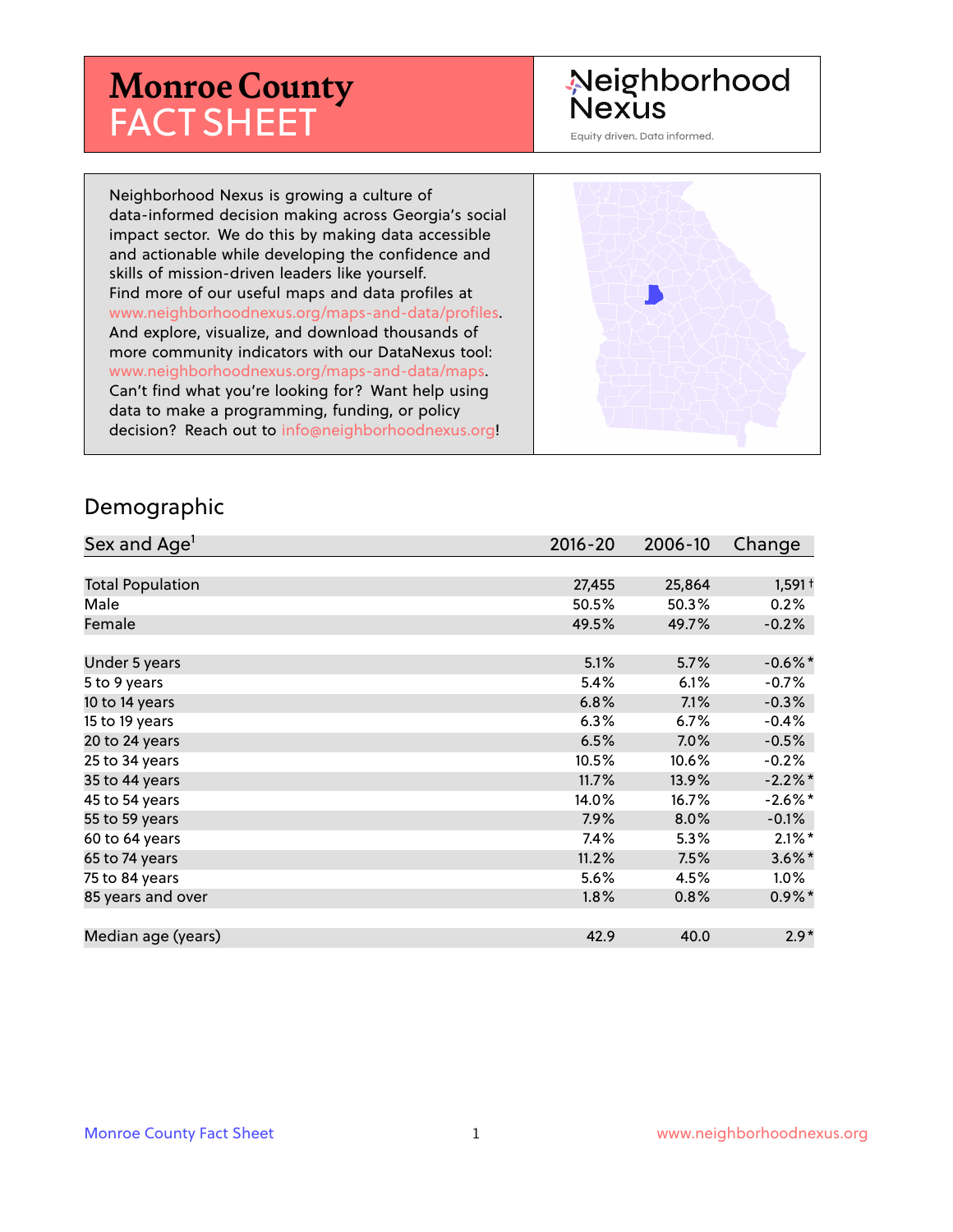# Monroe County FACT SHEET

Neighborhood Nexus

Equity driven. Data informed.

Neighborhood Nexus is growing a culture of data-informed decision making across Georgia's social impact sector. We do this by making data accessible and actionable while developing the confidence and skills of mission-driven leaders like yourself. Find more of our useful maps and data profiles at www.neighborhoodnexus.org/maps-and-data/profiles. And explore, visualize, and download thousands of more community indicators with our DataNexus tool: www.neighborhoodnexus.org/maps-and-data/maps. Can't find what you're looking for? Want help using data to make a programming, funding, or policy decision? Reach out to info@neighborhoodnexus.org!

## Demographic

| Sex and Age[1] | 2016-20 | 2006-10 | Change |
|---|---|---|---|
| Total Population | 27,455 | 25,864 | 1,591 † |
| Male | 50.5% | 50.3% | 0.2% |
| Female | 49.5% | 49.7% | -0.2% |
| | | | |
| Under 5 years | 5.1% | 5.7% | -0.6% * |
| 5 to 9 years | 5.4% | 6.1% | -0.7% |
| 10 to 14 years | 6.8% | 7.1% | -0.3% |
| 15 to 19 years | 6.3% | 6.7% | -0.4% |
| 20 to 24 years | 6.5% | 7.0% | -0.5% |
| 25 to 34 years | 10.5% | 10.6% | -0.2% |
| 35 to 44 years | 11.7% | 13.9% | -2.2% * |
| 45 to 54 years | 14.0% | 16.7% | -2.6% * |
| 55 to 59 years | 7.9% | 8.0% | -0.1% |
| 60 to 64 years | 7.4% | 5.3% | 2.1% * |
| 65 to 74 years | 11.2% | 7.5% | 3.6% * |
| 75 to 84 years | 5.6% | 4.5% | 1.0% |
| 85 years and over | 1.8% | 0.8% | 0.9% * |
| | | | |
| Median age (years) | 42.9 | 40.0 | 2.9 * |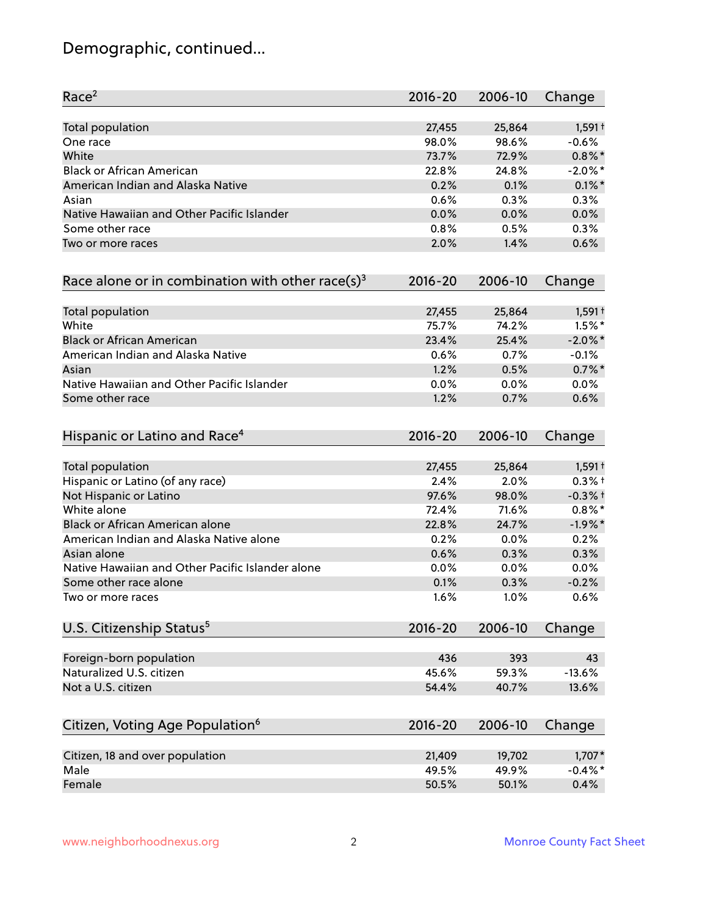# Demographic, continued...

| Race[2] | 2016-20 | 2006-10 | Change |
|---|---|---|---|
| Total population | 27,455 | 25,864 | 1,591† |
| One race | 98.0% | 98.6% | -0.6% |
| White | 73.7% | 72.9% | 0.8%* |
| Black or African American | 22.8% | 24.8% | -2.0%* |
| American Indian and Alaska Native | 0.2% | 0.1% | 0.1%* |
| Asian | 0.6% | 0.3% | 0.3% |
| Native Hawaiian and Other Pacific Islander | 0.0% | 0.0% | 0.0% |
| Some other race | 0.8% | 0.5% | 0.3% |
| Two or more races | 2.0% | 1.4% | 0.6% |

| Race alone or in combination with other race(s)[3] | 2016-20 | 2006-10 | Change |
|---|---|---|---|
| Total population | 27,455 | 25,864 | 1,591† |
| White | 75.7% | 74.2% | 1.5%* |
| Black or African American | 23.4% | 25.4% | -2.0%* |
| American Indian and Alaska Native | 0.6% | 0.7% | -0.1% |
| Asian | 1.2% | 0.5% | 0.7%* |
| Native Hawaiian and Other Pacific Islander | 0.0% | 0.0% | 0.0% |
| Some other race | 1.2% | 0.7% | 0.6% |

| Hispanic or Latino and Race[4] | 2016-20 | 2006-10 | Change |
|---|---|---|---|
| Total population | 27,455 | 25,864 | 1,591† |
| Hispanic or Latino (of any race) | 2.4% | 2.0% | 0.3%† |
| Not Hispanic or Latino | 97.6% | 98.0% | -0.3%† |
| White alone | 72.4% | 71.6% | 0.8%* |
| Black or African American alone | 22.8% | 24.7% | -1.9%* |
| American Indian and Alaska Native alone | 0.2% | 0.0% | 0.2% |
| Asian alone | 0.6% | 0.3% | 0.3% |
| Native Hawaiian and Other Pacific Islander alone | 0.0% | 0.0% | 0.0% |
| Some other race alone | 0.1% | 0.3% | -0.2% |
| Two or more races | 1.6% | 1.0% | 0.6% |

| U.S. Citizenship Status[5] | 2016-20 | 2006-10 | Change |
|---|---|---|---|
| Foreign-born population | 436 | 393 | 43 |
| Naturalized U.S. citizen | 45.6% | 59.3% | -13.6% |
| Not a U.S. citizen | 54.4% | 40.7% | 13.6% |

| Citizen, Voting Age Population[6] | 2016-20 | 2006-10 | Change |
|---|---|---|---|
| Citizen, 18 and over population | 21,409 | 19,702 | 1,707* |
| Male | 49.5% | 49.9% | -0.4%* |
| Female | 50.5% | 50.1% | 0.4% |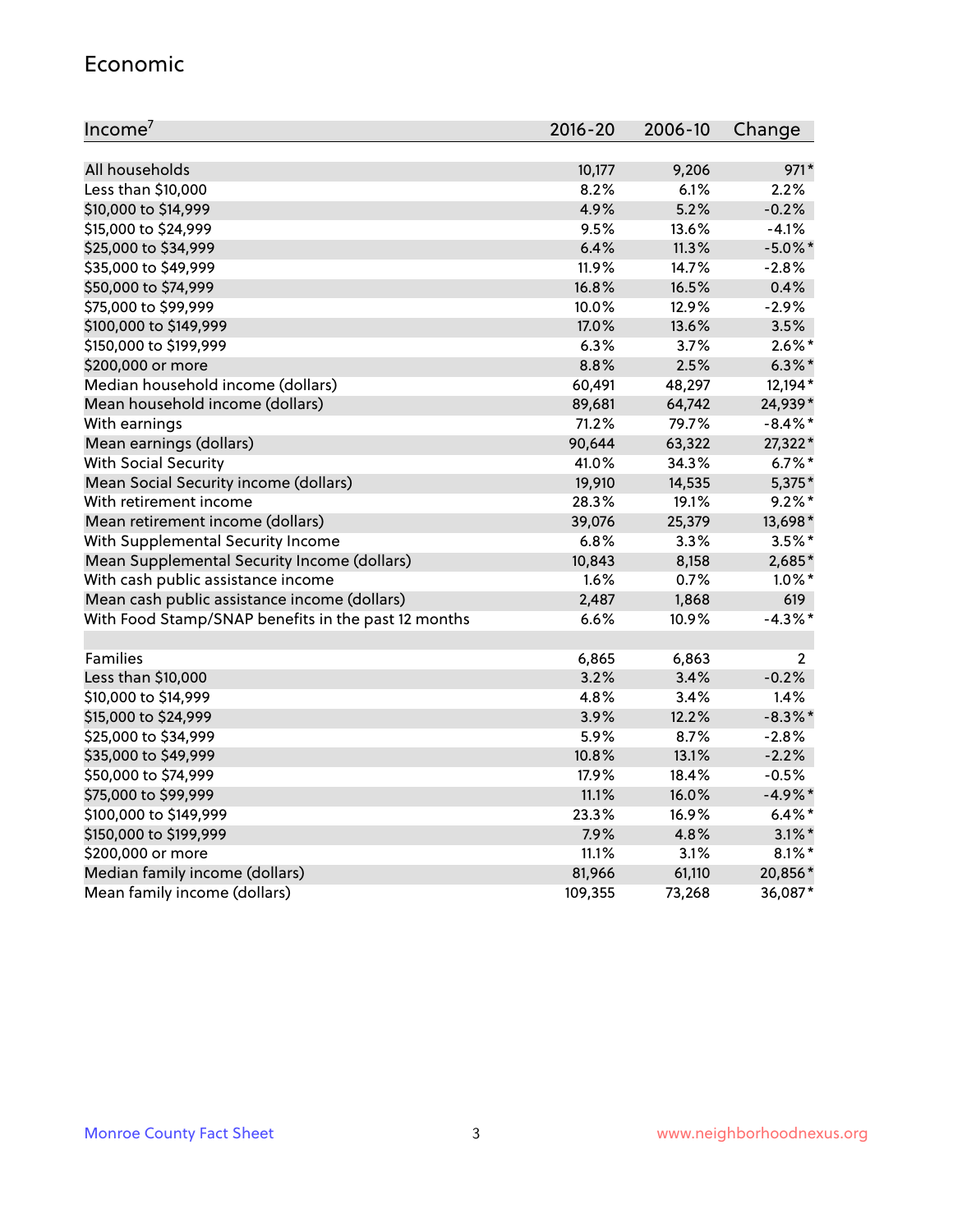## Economic

| Income[7] | 2016-20 | 2006-10 | Change |
|---|---|---|---|
| All households | 10,177 | 9,206 | 971* |
| Less than $10,000 | 8.2% | 6.1% | 2.2% |
| $10,000 to $14,999 | 4.9% | 5.2% | -0.2% |
| $15,000 to $24,999 | 9.5% | 13.6% | -4.1% |
| $25,000 to $34,999 | 6.4% | 11.3% | -5.0%* |
| $35,000 to $49,999 | 11.9% | 14.7% | -2.8% |
| $50,000 to $74,999 | 16.8% | 16.5% | 0.4% |
| $75,000 to $99,999 | 10.0% | 12.9% | -2.9% |
| $100,000 to $149,999 | 17.0% | 13.6% | 3.5% |
| $150,000 to $199,999 | 6.3% | 3.7% | 2.6%* |
| $200,000 or more | 8.8% | 2.5% | 6.3%* |
| Median household income (dollars) | 60,491 | 48,297 | 12,194* |
| Mean household income (dollars) | 89,681 | 64,742 | 24,939* |
| With earnings | 71.2% | 79.7% | -8.4%* |
| Mean earnings (dollars) | 90,644 | 63,322 | 27,322* |
| With Social Security | 41.0% | 34.3% | 6.7%* |
| Mean Social Security income (dollars) | 19,910 | 14,535 | 5,375* |
| With retirement income | 28.3% | 19.1% | 9.2%* |
| Mean retirement income (dollars) | 39,076 | 25,379 | 13,698* |
| With Supplemental Security Income | 6.8% | 3.3% | 3.5%* |
| Mean Supplemental Security Income (dollars) | 10,843 | 8,158 | 2,685* |
| With cash public assistance income | 1.6% | 0.7% | 1.0%* |
| Mean cash public assistance income (dollars) | 2,487 | 1,868 | 619 |
| With Food Stamp/SNAP benefits in the past 12 months | 6.6% | 10.9% | -4.3%* |
| | | | |
| Families | 6,865 | 6,863 | 2 |
| Less than $10,000 | 3.2% | 3.4% | -0.2% |
| $10,000 to $14,999 | 4.8% | 3.4% | 1.4% |
| $15,000 to $24,999 | 3.9% | 12.2% | -8.3%* |
| $25,000 to $34,999 | 5.9% | 8.7% | -2.8% |
| $35,000 to $49,999 | 10.8% | 13.1% | -2.2% |
| $50,000 to $74,999 | 17.9% | 18.4% | -0.5% |
| $75,000 to $99,999 | 11.1% | 16.0% | -4.9%* |
| $100,000 to $149,999 | 23.3% | 16.9% | 6.4%* |
| $150,000 to $199,999 | 7.9% | 4.8% | 3.1%* |
| $200,000 or more | 11.1% | 3.1% | 8.1%* |
| Median family income (dollars) | 81,966 | 61,110 | 20,856* |
| Mean family income (dollars) | 109,355 | 73,268 | 36,087* |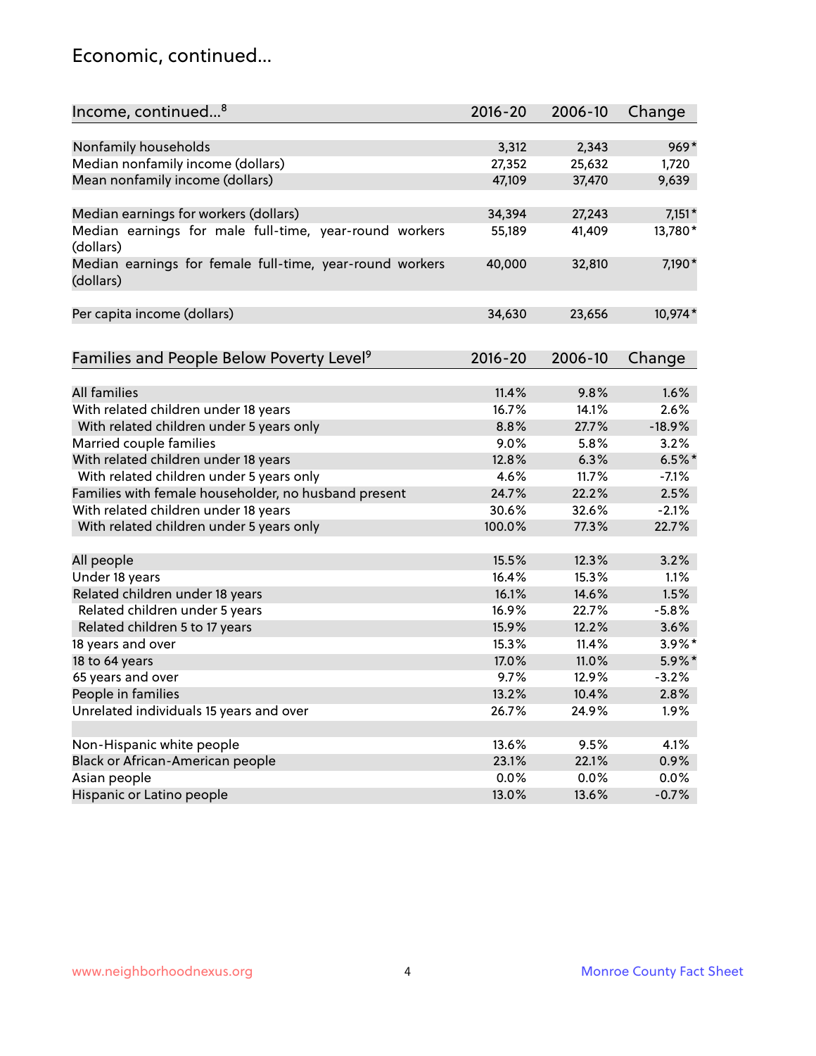# Economic, continued...

| Income, continued...[8] | 2016-20 | 2006-10 | Change |
|---|---|---|---|
| Nonfamily households | 3,312 | 2,343 | 969* |
| Median nonfamily income (dollars) | 27,352 | 25,632 | 1,720 |
| Mean nonfamily income (dollars) | 47,109 | 37,470 | 9,639 |
| | | | |
| Median earnings for workers (dollars) | 34,394 | 27,243 | 7,151* |
| Median earnings for male full-time, year-round workers (dollars) | 55,189 | 41,409 | 13,780* |
| Median earnings for female full-time, year-round workers (dollars) | 40,000 | 32,810 | 7,190* |
| | | | |
| Per capita income (dollars) | 34,630 | 23,656 | 10,974* |

| Families and People Below Poverty Level[9] | 2016-20 | 2006-10 | Change |
|---|---|---|---|
| All families | 11.4% | 9.8% | 1.6% |
| With related children under 18 years | 16.7% | 14.1% | 2.6% |
| With related children under 5 years only | 8.8% | 27.7% | -18.9% |
| Married couple families | 9.0% | 5.8% | 3.2% |
| With related children under 18 years | 12.8% | 6.3% | 6.5%* |
| With related children under 5 years only | 4.6% | 11.7% | -7.1% |
| Families with female householder, no husband present | 24.7% | 22.2% | 2.5% |
| With related children under 18 years | 30.6% | 32.6% | -2.1% |
| With related children under 5 years only | 100.0% | 77.3% | 22.7% |
| | | | |
| All people | 15.5% | 12.3% | 3.2% |
| Under 18 years | 16.4% | 15.3% | 1.1% |
| Related children under 18 years | 16.1% | 14.6% | 1.5% |
| Related children under 5 years | 16.9% | 22.7% | -5.8% |
| Related children 5 to 17 years | 15.9% | 12.2% | 3.6% |
| 18 years and over | 15.3% | 11.4% | 3.9%* |
| 18 to 64 years | 17.0% | 11.0% | 5.9%* |
| 65 years and over | 9.7% | 12.9% | -3.2% |
| People in families | 13.2% | 10.4% | 2.8% |
| Unrelated individuals 15 years and over | 26.7% | 24.9% | 1.9% |
| | | | |
| Non-Hispanic white people | 13.6% | 9.5% | 4.1% |
| Black or African-American people | 23.1% | 22.1% | 0.9% |
| Asian people | 0.0% | 0.0% | 0.0% |
| Hispanic or Latino people | 13.0% | 13.6% | -0.7% |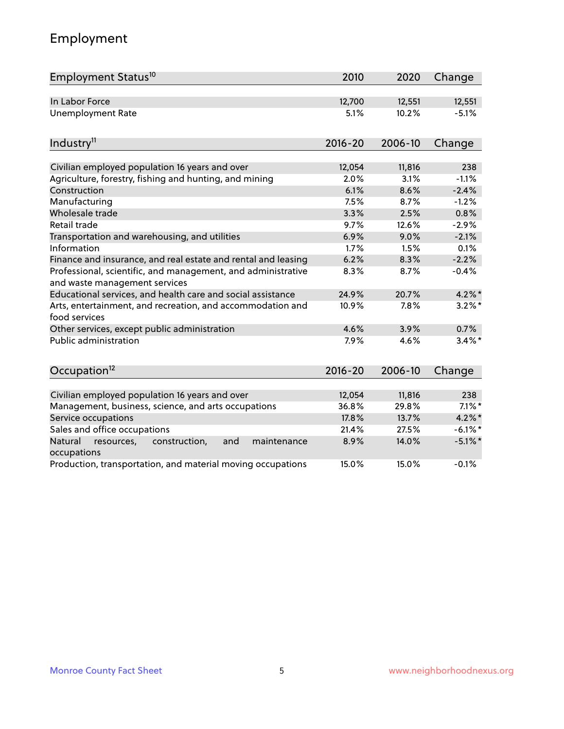## Employment

| Employment Status[10] | 2010 | 2020 | Change |
|---|---|---|---|
| In Labor Force | 12,700 | 12,551 | 12,551 |
| Unemployment Rate | 5.1% | 10.2% | -5.1% |

| Industry[11] | 2016-20 | 2006-10 | Change |
|---|---|---|---|
| Civilian employed population 16 years and over | 12,054 | 11,816 | 238 |
| Agriculture, forestry, fishing and hunting, and mining | 2.0% | 3.1% | -1.1% |
| Construction | 6.1% | 8.6% | -2.4% |
| Manufacturing | 7.5% | 8.7% | -1.2% |
| Wholesale trade | 3.3% | 2.5% | 0.8% |
| Retail trade | 9.7% | 12.6% | -2.9% |
| Transportation and warehousing, and utilities | 6.9% | 9.0% | -2.1% |
| Information | 1.7% | 1.5% | 0.1% |
| Finance and insurance, and real estate and rental and leasing | 6.2% | 8.3% | -2.2% |
| Professional, scientific, and management, and administrative and waste management services | 8.3% | 8.7% | -0.4% |
| Educational services, and health care and social assistance | 24.9% | 20.7% | 4.2%* |
| Arts, entertainment, and recreation, and accommodation and food services | 10.9% | 7.8% | 3.2%* |
| Other services, except public administration | 4.6% | 3.9% | 0.7% |
| Public administration | 7.9% | 4.6% | 3.4%* |

| Occupation[12] | 2016-20 | 2006-10 | Change |
|---|---|---|---|
| Civilian employed population 16 years and over | 12,054 | 11,816 | 238 |
| Management, business, science, and arts occupations | 36.8% | 29.8% | 7.1%* |
| Service occupations | 17.8% | 13.7% | 4.2%* |
| Sales and office occupations | 21.4% | 27.5% | -6.1%* |
| Natural resources, construction, and maintenance occupations | 8.9% | 14.0% | -5.1%* |
| Production, transportation, and material moving occupations | 15.0% | 15.0% | -0.1% |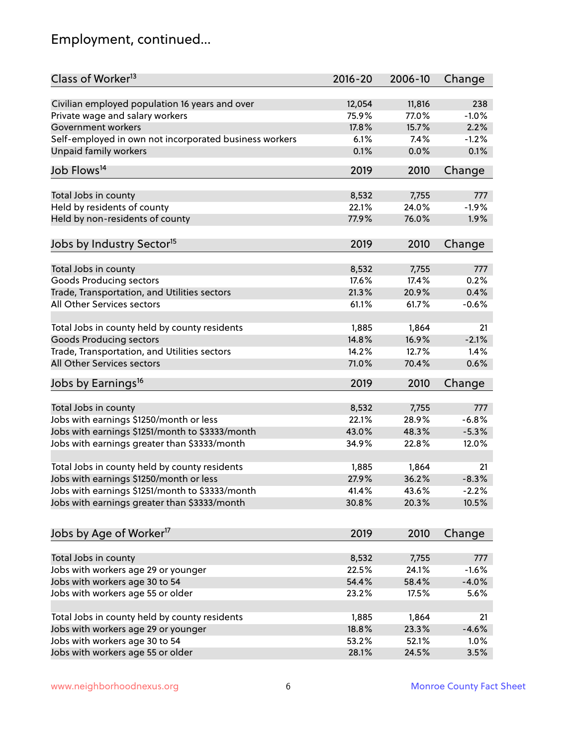# Employment, continued...

| Class of Worker[13] | 2016-20 | 2006-10 | Change |
|---|---|---|---|
| Civilian employed population 16 years and over | 12,054 | 11,816 | 238 |
| Private wage and salary workers | 75.9% | 77.0% | -1.0% |
| Government workers | 17.8% | 15.7% | 2.2% |
| Self-employed in own not incorporated business workers | 6.1% | 7.4% | -1.2% |
| Unpaid family workers | 0.1% | 0.0% | 0.1% |

| Job Flows[14] | 2019 | 2010 | Change |
|---|---|---|---|
| Total Jobs in county | 8,532 | 7,755 | 777 |
| Held by residents of county | 22.1% | 24.0% | -1.9% |
| Held by non-residents of county | 77.9% | 76.0% | 1.9% |

| Jobs by Industry Sector[15] | 2019 | 2010 | Change |
|---|---|---|---|
| Total Jobs in county | 8,532 | 7,755 | 777 |
| Goods Producing sectors | 17.6% | 17.4% | 0.2% |
| Trade, Transportation, and Utilities sectors | 21.3% | 20.9% | 0.4% |
| All Other Services sectors | 61.1% | 61.7% | -0.6% |
| | | | |
| Total Jobs in county held by county residents | 1,885 | 1,864 | 21 |
| Goods Producing sectors | 14.8% | 16.9% | -2.1% |
| Trade, Transportation, and Utilities sectors | 14.2% | 12.7% | 1.4% |
| All Other Services sectors | 71.0% | 70.4% | 0.6% |

| Jobs by Earnings[16] | 2019 | 2010 | Change |
|---|---|---|---|
| Total Jobs in county | 8,532 | 7,755 | 777 |
| Jobs with earnings $1250/month or less | 22.1% | 28.9% | -6.8% |
| Jobs with earnings $1251/month to $3333/month | 43.0% | 48.3% | -5.3% |
| Jobs with earnings greater than $3333/month | 34.9% | 22.8% | 12.0% |
| | | | |
| Total Jobs in county held by county residents | 1,885 | 1,864 | 21 |
| Jobs with earnings $1250/month or less | 27.9% | 36.2% | -8.3% |
| Jobs with earnings $1251/month to $3333/month | 41.4% | 43.6% | -2.2% |
| Jobs with earnings greater than $3333/month | 30.8% | 20.3% | 10.5% |

| Jobs by Age of Worker[17] | 2019 | 2010 | Change |
|---|---|---|---|
| Total Jobs in county | 8,532 | 7,755 | 777 |
| Jobs with workers age 29 or younger | 22.5% | 24.1% | -1.6% |
| Jobs with workers age 30 to 54 | 54.4% | 58.4% | -4.0% |
| Jobs with workers age 55 or older | 23.2% | 17.5% | 5.6% |
| | | | |
| Total Jobs in county held by county residents | 1,885 | 1,864 | 21 |
| Jobs with workers age 29 or younger | 18.8% | 23.3% | -4.6% |
| Jobs with workers age 30 to 54 | 53.2% | 52.1% | 1.0% |
| Jobs with workers age 55 or older | 28.1% | 24.5% | 3.5% |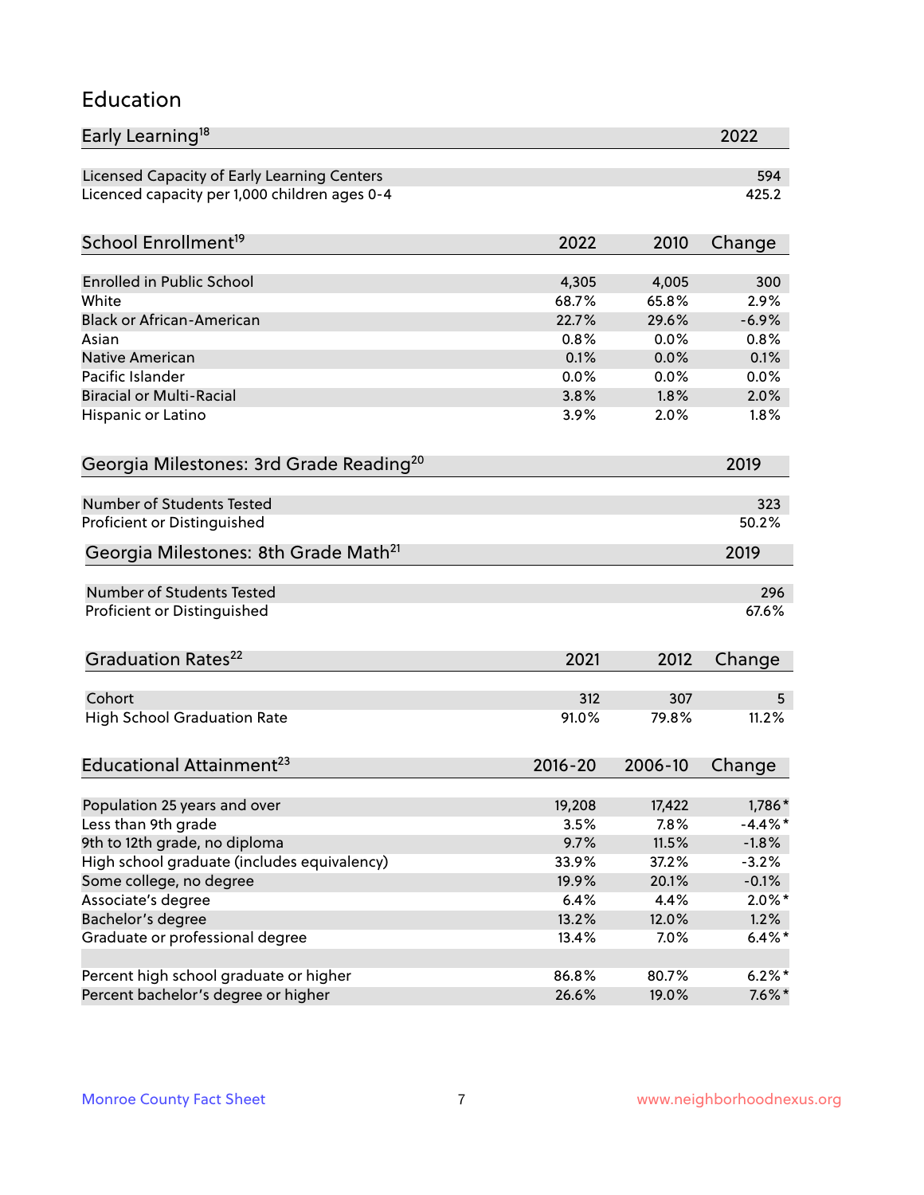# Education

| Early Learning[18] | 2022 |
|---|---|
| Licensed Capacity of Early Learning Centers | 594 |
| Licenced capacity per 1,000 children ages 0-4 | 425.2 |

| School Enrollment[19] | 2022 | 2010 | Change |
|---|---|---|---|
| Enrolled in Public School | 4,305 | 4,005 | 300 |
| White | 68.7% | 65.8% | 2.9% |
| Black or African-American | 22.7% | 29.6% | -6.9% |
| Asian | 0.8% | 0.0% | 0.8% |
| Native American | 0.1% | 0.0% | 0.1% |
| Pacific Islander | 0.0% | 0.0% | 0.0% |
| Biracial or Multi-Racial | 3.8% | 1.8% | 2.0% |
| Hispanic or Latino | 3.9% | 2.0% | 1.8% |

| Georgia Milestones: 3rd Grade Reading[20] | 2019 |
|---|---|
| Number of Students Tested | 323 |
| Proficient or Distinguished | 50.2% |

| Georgia Milestones: 8th Grade Math[21] | 2019 |
|---|---|
| Number of Students Tested | 296 |
| Proficient or Distinguished | 67.6% |

| Graduation Rates[22] | 2021 | 2012 | Change |
|---|---|---|---|
| Cohort | 312 | 307 | 5 |
| High School Graduation Rate | 91.0% | 79.8% | 11.2% |

| Educational Attainment[23] | 2016-20 | 2006-10 | Change |
|---|---|---|---|
| Population 25 years and over | 19,208 | 17,422 | 1,786* |
| Less than 9th grade | 3.5% | 7.8% | -4.4%* |
| 9th to 12th grade, no diploma | 9.7% | 11.5% | -1.8% |
| High school graduate (includes equivalency) | 33.9% | 37.2% | -3.2% |
| Some college, no degree | 19.9% | 20.1% | -0.1% |
| Associate's degree | 6.4% | 4.4% | 2.0%* |
| Bachelor's degree | 13.2% | 12.0% | 1.2% |
| Graduate or professional degree | 13.4% | 7.0% | 6.4%* |
| | | | |
| Percent high school graduate or higher | 86.8% | 80.7% | 6.2%* |
| Percent bachelor's degree or higher | 26.6% | 19.0% | 7.6%* |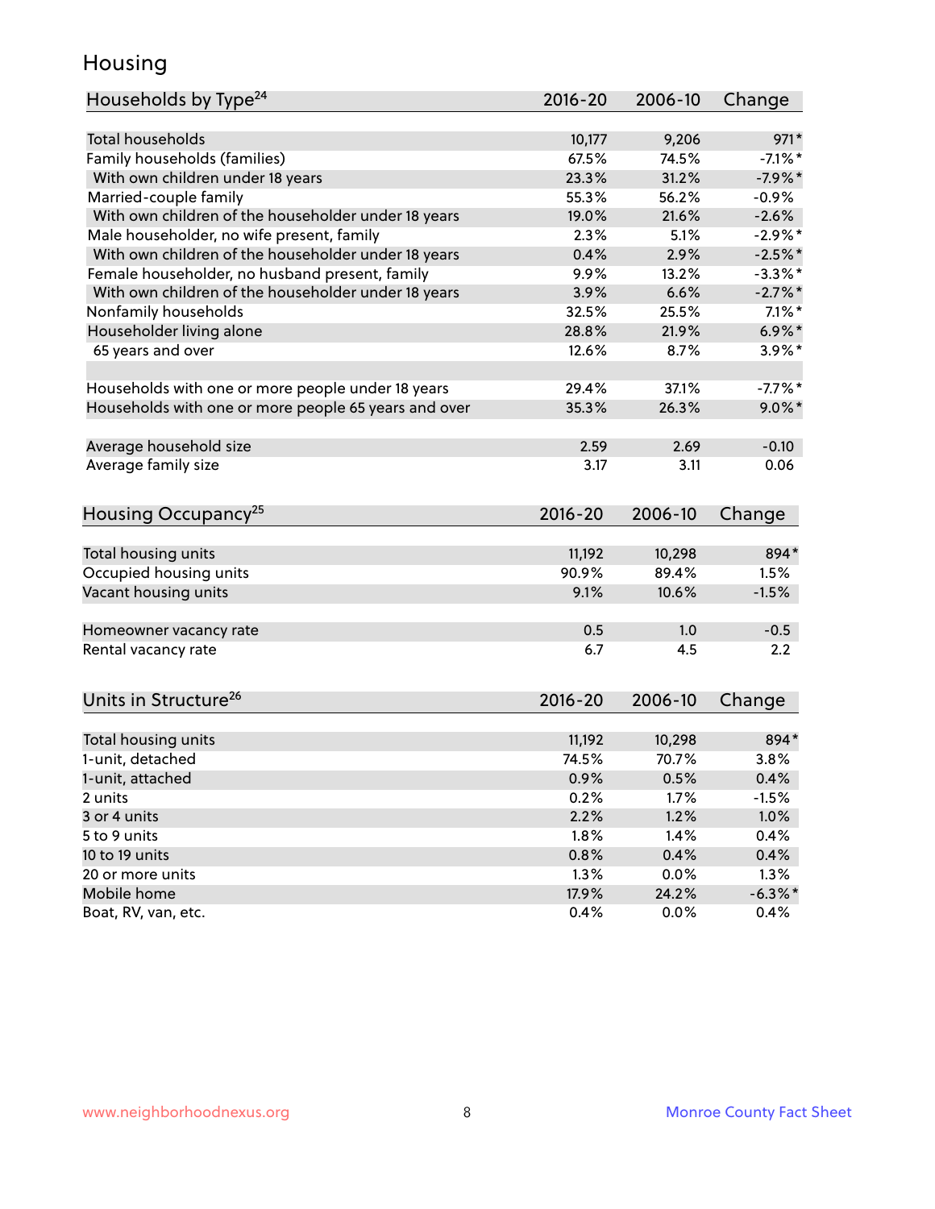# Housing

| Households by Type[24] | 2016-20 | 2006-10 | Change |
|---|---|---|---|
| Total households | 10,177 | 9,206 | 971* |
| Family households (families) | 67.5% | 74.5% | -7.1%* |
| With own children under 18 years | 23.3% | 31.2% | -7.9%* |
| Married-couple family | 55.3% | 56.2% | -0.9% |
| With own children of the householder under 18 years | 19.0% | 21.6% | -2.6% |
| Male householder, no wife present, family | 2.3% | 5.1% | -2.9%* |
| With own children of the householder under 18 years | 0.4% | 2.9% | -2.5%* |
| Female householder, no husband present, family | 9.9% | 13.2% | -3.3%* |
| With own children of the householder under 18 years | 3.9% | 6.6% | -2.7%* |
| Nonfamily households | 32.5% | 25.5% | 7.1%* |
| Householder living alone | 28.8% | 21.9% | 6.9%* |
| 65 years and over | 12.6% | 8.7% | 3.9%* |
| | | | |
| Households with one or more people under 18 years | 29.4% | 37.1% | -7.7%* |
| Households with one or more people 65 years and over | 35.3% | 26.3% | 9.0%* |
| | | | |
| Average household size | 2.59 | 2.69 | -0.10 |
| Average family size | 3.17 | 3.11 | 0.06 |

| Housing Occupancy[25] | 2016-20 | 2006-10 | Change |
|---|---|---|---|
| Total housing units | 11,192 | 10,298 | 894* |
| Occupied housing units | 90.9% | 89.4% | 1.5% |
| Vacant housing units | 9.1% | 10.6% | -1.5% |
| | | | |
| Homeowner vacancy rate | 0.5 | 1.0 | -0.5 |
| Rental vacancy rate | 6.7 | 4.5 | 2.2 |

| Units in Structure[26] | 2016-20 | 2006-10 | Change |
|---|---|---|---|
| Total housing units | 11,192 | 10,298 | 894* |
| 1-unit, detached | 74.5% | 70.7% | 3.8% |
| 1-unit, attached | 0.9% | 0.5% | 0.4% |
| 2 units | 0.2% | 1.7% | -1.5% |
| 3 or 4 units | 2.2% | 1.2% | 1.0% |
| 5 to 9 units | 1.8% | 1.4% | 0.4% |
| 10 to 19 units | 0.8% | 0.4% | 0.4% |
| 20 or more units | 1.3% | 0.0% | 1.3% |
| Mobile home | 17.9% | 24.2% | -6.3%* |
| Boat, RV, van, etc. | 0.4% | 0.0% | 0.4% |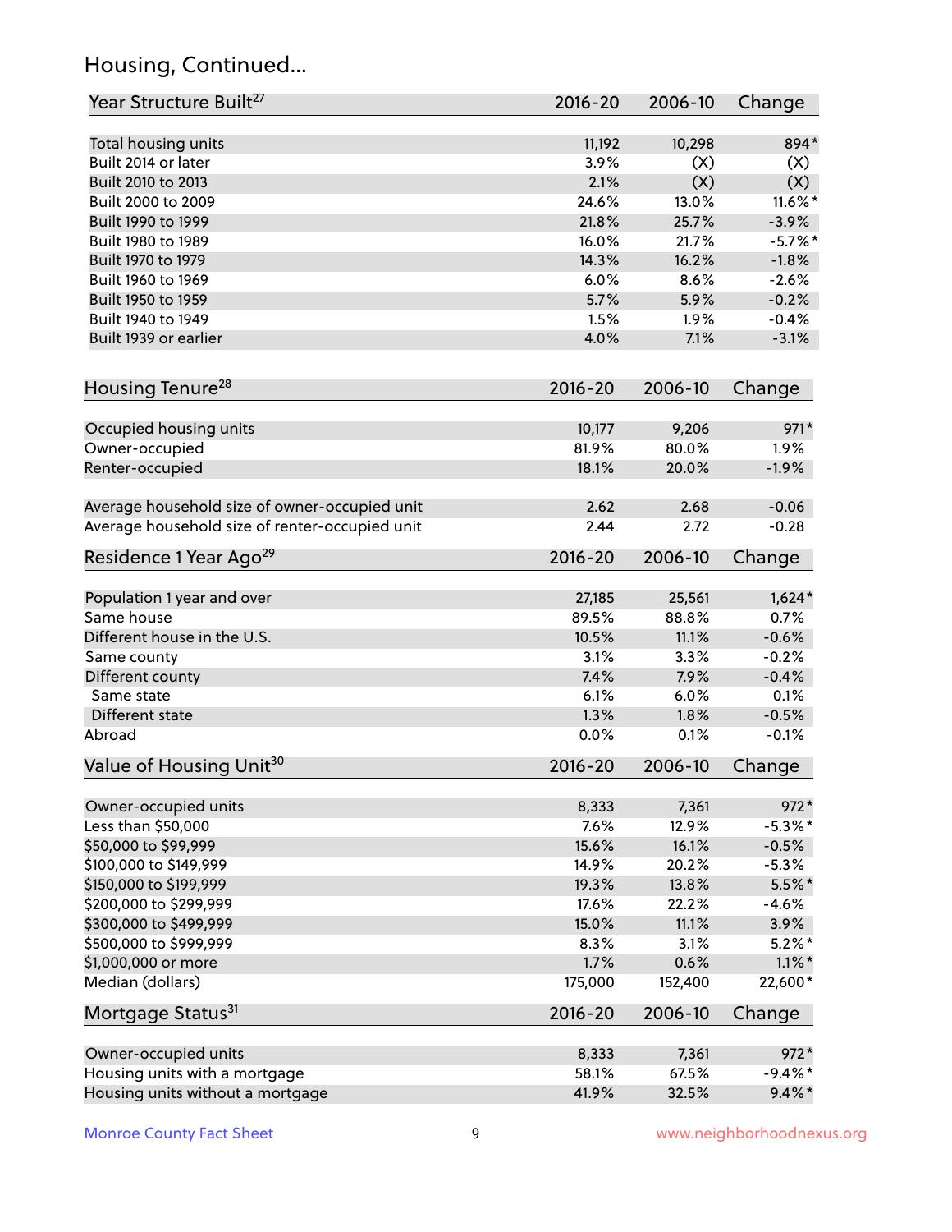## Housing, Continued...

| Year Structure Built[27] | 2016-20 | 2006-10 | Change |
|---|---|---|---|
| Total housing units | 11,192 | 10,298 | 894* |
| Built 2014 or later | 3.9% | (X) | (X) |
| Built 2010 to 2013 | 2.1% | (X) | (X) |
| Built 2000 to 2009 | 24.6% | 13.0% | 11.6%* |
| Built 1990 to 1999 | 21.8% | 25.7% | -3.9% |
| Built 1980 to 1989 | 16.0% | 21.7% | -5.7%* |
| Built 1970 to 1979 | 14.3% | 16.2% | -1.8% |
| Built 1960 to 1969 | 6.0% | 8.6% | -2.6% |
| Built 1950 to 1959 | 5.7% | 5.9% | -0.2% |
| Built 1940 to 1949 | 1.5% | 1.9% | -0.4% |
| Built 1939 or earlier | 4.0% | 7.1% | -3.1% |

| Housing Tenure[28] | 2016-20 | 2006-10 | Change |
|---|---|---|---|
| Occupied housing units | 10,177 | 9,206 | 971* |
| Owner-occupied | 81.9% | 80.0% | 1.9% |
| Renter-occupied | 18.1% | 20.0% | -1.9% |
| Average household size of owner-occupied unit | 2.62 | 2.68 | -0.06 |
| Average household size of renter-occupied unit | 2.44 | 2.72 | -0.28 |

| Residence 1 Year Ago[29] | 2016-20 | 2006-10 | Change |
|---|---|---|---|
| Population 1 year and over | 27,185 | 25,561 | 1,624* |
| Same house | 89.5% | 88.8% | 0.7% |
| Different house in the U.S. | 10.5% | 11.1% | -0.6% |
| Same county | 3.1% | 3.3% | -0.2% |
| Different county | 7.4% | 7.9% | -0.4% |
| Same state | 6.1% | 6.0% | 0.1% |
| Different state | 1.3% | 1.8% | -0.5% |
| Abroad | 0.0% | 0.1% | -0.1% |

| Value of Housing Unit[30] | 2016-20 | 2006-10 | Change |
|---|---|---|---|
| Owner-occupied units | 8,333 | 7,361 | 972* |
| Less than $50,000 | 7.6% | 12.9% | -5.3%* |
| $50,000 to $99,999 | 15.6% | 16.1% | -0.5% |
| $100,000 to $149,999 | 14.9% | 20.2% | -5.3% |
| $150,000 to $199,999 | 19.3% | 13.8% | 5.5%* |
| $200,000 to $299,999 | 17.6% | 22.2% | -4.6% |
| $300,000 to $499,999 | 15.0% | 11.1% | 3.9% |
| $500,000 to $999,999 | 8.3% | 3.1% | 5.2%* |
| $1,000,000 or more | 1.7% | 0.6% | 1.1%* |
| Median (dollars) | 175,000 | 152,400 | 22,600* |

| Mortgage Status[31] | 2016-20 | 2006-10 | Change |
|---|---|---|---|
| Owner-occupied units | 8,333 | 7,361 | 972* |
| Housing units with a mortgage | 58.1% | 67.5% | -9.4%* |
| Housing units without a mortgage | 41.9% | 32.5% | 9.4%* |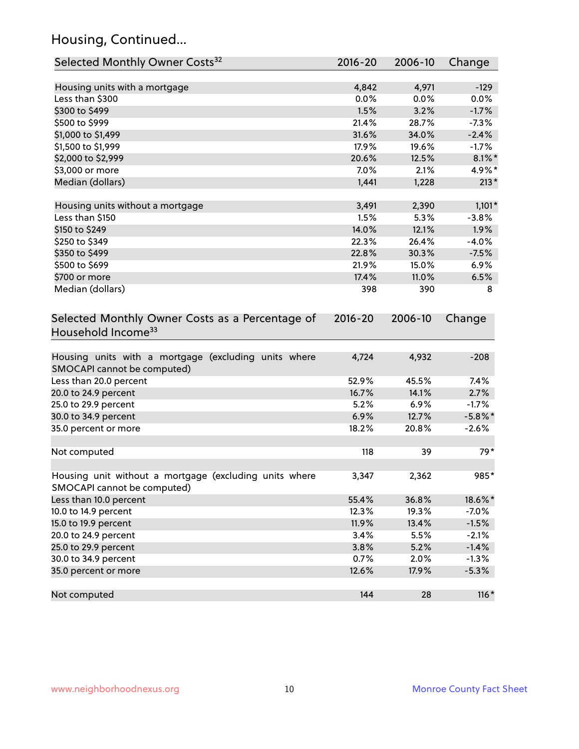## Housing, Continued...

| Selected Monthly Owner Costs[32] | 2016-20 | 2006-10 | Change |
|---|---|---|---|
| Housing units with a mortgage | 4,842 | 4,971 | -129 |
| Less than $300 | 0.0% | 0.0% | 0.0% |
| $300 to $499 | 1.5% | 3.2% | -1.7% |
| $500 to $999 | 21.4% | 28.7% | -7.3% |
| $1,000 to $1,499 | 31.6% | 34.0% | -2.4% |
| $1,500 to $1,999 | 17.9% | 19.6% | -1.7% |
| $2,000 to $2,999 | 20.6% | 12.5% | 8.1%* |
| $3,000 or more | 7.0% | 2.1% | 4.9%* |
| Median (dollars) | 1,441 | 1,228 | 213* |
| | | | |
| Housing units without a mortgage | 3,491 | 2,390 | 1,101* |
| Less than $150 | 1.5% | 5.3% | -3.8% |
| $150 to $249 | 14.0% | 12.1% | 1.9% |
| $250 to $349 | 22.3% | 26.4% | -4.0% |
| $350 to $499 | 22.8% | 30.3% | -7.5% |
| $500 to $699 | 21.9% | 15.0% | 6.9% |
| $700 or more | 17.4% | 11.0% | 6.5% |
| Median (dollars) | 398 | 390 | 8 |

| Selected Monthly Owner Costs as a Percentage of Household Income[33] | 2016-20 | 2006-10 | Change |
|---|---|---|---|
| Housing units with a mortgage (excluding units where SMOCAPI cannot be computed) | 4,724 | 4,932 | -208 |
| Less than 20.0 percent | 52.9% | 45.5% | 7.4% |
| 20.0 to 24.9 percent | 16.7% | 14.1% | 2.7% |
| 25.0 to 29.9 percent | 5.2% | 6.9% | -1.7% |
| 30.0 to 34.9 percent | 6.9% | 12.7% | -5.8%* |
| 35.0 percent or more | 18.2% | 20.8% | -2.6% |
| | | | |
| Not computed | 118 | 39 | 79* |
| | | | |
| Housing unit without a mortgage (excluding units where SMOCAPI cannot be computed) | 3,347 | 2,362 | 985* |
| Less than 10.0 percent | 55.4% | 36.8% | 18.6%* |
| 10.0 to 14.9 percent | 12.3% | 19.3% | -7.0% |
| 15.0 to 19.9 percent | 11.9% | 13.4% | -1.5% |
| 20.0 to 24.9 percent | 3.4% | 5.5% | -2.1% |
| 25.0 to 29.9 percent | 3.8% | 5.2% | -1.4% |
| 30.0 to 34.9 percent | 0.7% | 2.0% | -1.3% |
| 35.0 percent or more | 12.6% | 17.9% | -5.3% |
| | | | |
| Not computed | 144 | 28 | 116* |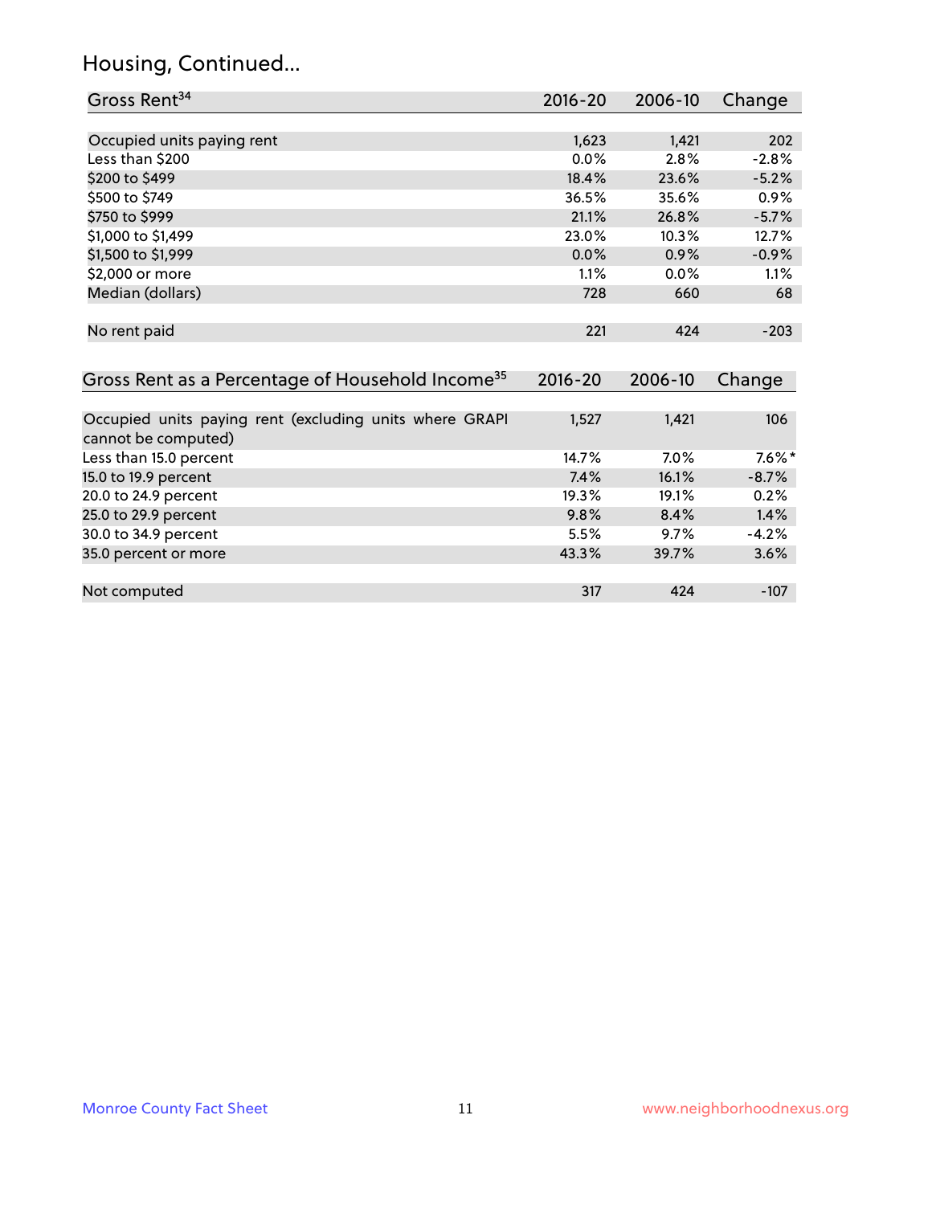## Housing, Continued...

| Gross Rent[34] | 2016-20 | 2006-10 | Change |
|---|---|---|---|
| Occupied units paying rent | 1,623 | 1,421 | 202 |
| Less than $200 | 0.0% | 2.8% | -2.8% |
| $200 to $499 | 18.4% | 23.6% | -5.2% |
| $500 to $749 | 36.5% | 35.6% | 0.9% |
| $750 to $999 | 21.1% | 26.8% | -5.7% |
| $1,000 to $1,499 | 23.0% | 10.3% | 12.7% |
| $1,500 to $1,999 | 0.0% | 0.9% | -0.9% |
| $2,000 or more | 1.1% | 0.0% | 1.1% |
| Median (dollars) | 728 | 660 | 68 |
| No rent paid | 221 | 424 | -203 |

| Gross Rent as a Percentage of Household Income[35] | 2016-20 | 2006-10 | Change |
|---|---|---|---|
| Occupied units paying rent (excluding units where GRAPI cannot be computed) | 1,527 | 1,421 | 106 |
| Less than 15.0 percent | 14.7% | 7.0% | 7.6%* |
| 15.0 to 19.9 percent | 7.4% | 16.1% | -8.7% |
| 20.0 to 24.9 percent | 19.3% | 19.1% | 0.2% |
| 25.0 to 29.9 percent | 9.8% | 8.4% | 1.4% |
| 30.0 to 34.9 percent | 5.5% | 9.7% | -4.2% |
| 35.0 percent or more | 43.3% | 39.7% | 3.6% |
| Not computed | 317 | 424 | -107 |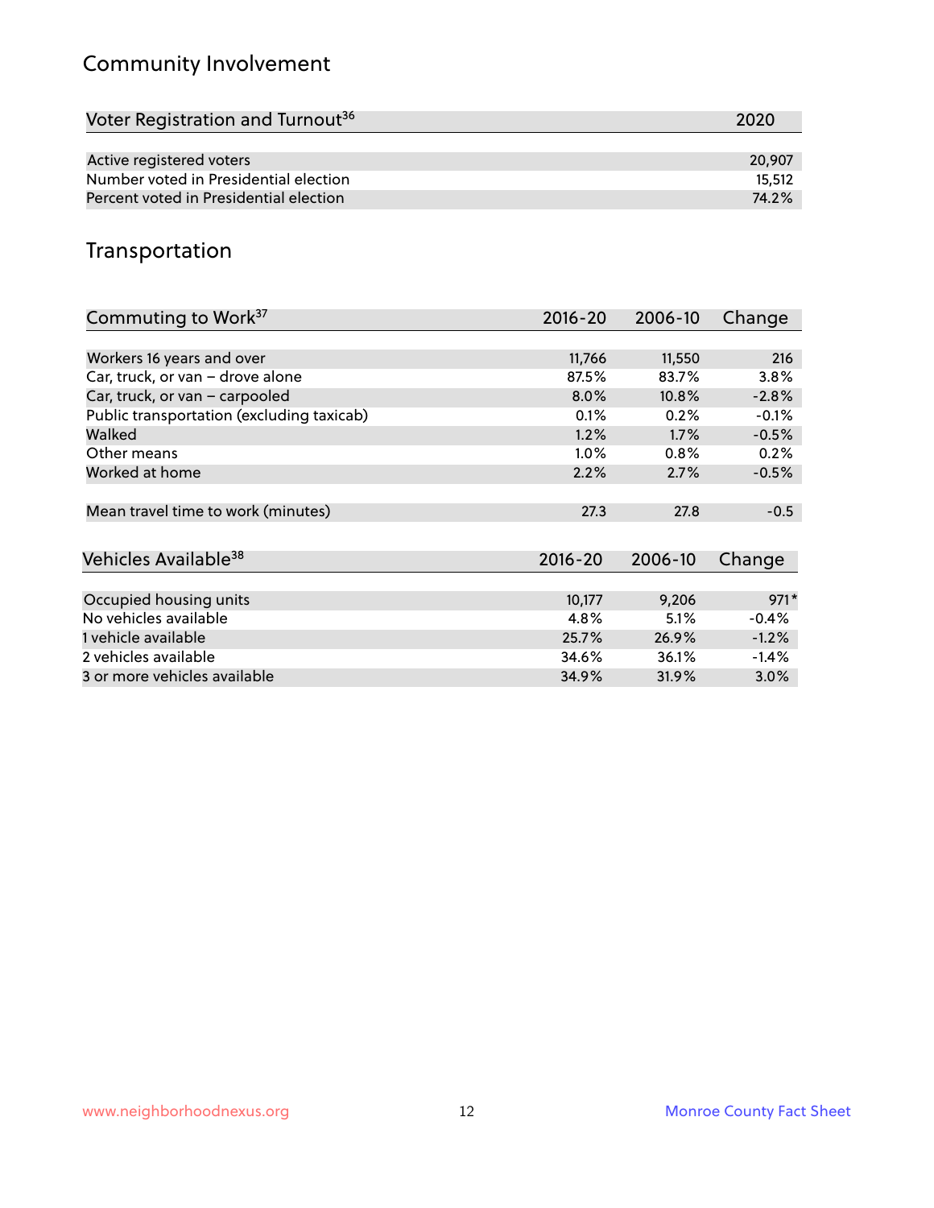## Community Involvement

| Voter Registration and Turnout[36] | 2020 |
|---|---|
| Active registered voters | 20,907 |
| Number voted in Presidential election | 15,512 |
| Percent voted in Presidential election | 74.2% |

## Transportation

| Commuting to Work[37] | 2016-20 | 2006-10 | Change |
|---|---|---|---|
| Workers 16 years and over | 11,766 | 11,550 | 216 |
| Car, truck, or van – drove alone | 87.5% | 83.7% | 3.8% |
| Car, truck, or van – carpooled | 8.0% | 10.8% | -2.8% |
| Public transportation (excluding taxicab) | 0.1% | 0.2% | -0.1% |
| Walked | 1.2% | 1.7% | -0.5% |
| Other means | 1.0% | 0.8% | 0.2% |
| Worked at home | 2.2% | 2.7% | -0.5% |
| Mean travel time to work (minutes) | 27.3 | 27.8 | -0.5 |

| Vehicles Available[38] | 2016-20 | 2006-10 | Change |
|---|---|---|---|
| Occupied housing units | 10,177 | 9,206 | 971* |
| No vehicles available | 4.8% | 5.1% | -0.4% |
| 1 vehicle available | 25.7% | 26.9% | -1.2% |
| 2 vehicles available | 34.6% | 36.1% | -1.4% |
| 3 or more vehicles available | 34.9% | 31.9% | 3.0% |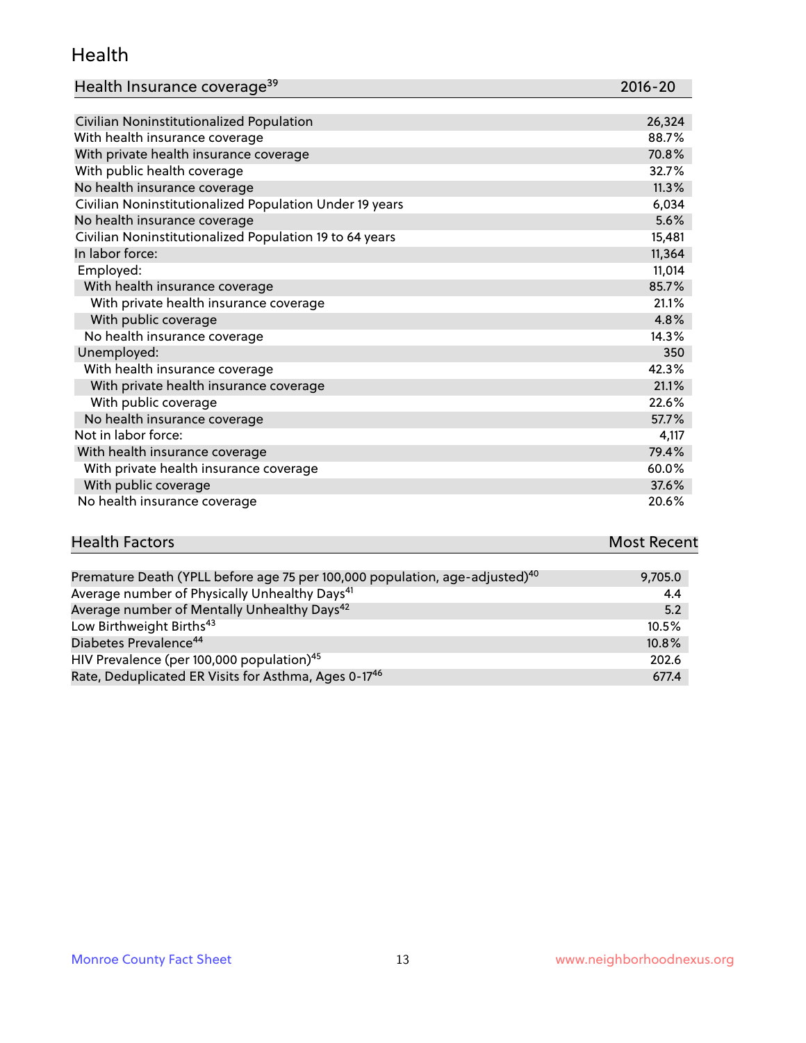## Health

| Health Insurance coverage[39] | 2016-20 |
|---|---|
| Civilian Noninstitutionalized Population | 26,324 |
| With health insurance coverage | 88.7% |
| With private health insurance coverage | 70.8% |
| With public health coverage | 32.7% |
| No health insurance coverage | 11.3% |
| Civilian Noninstitutionalized Population Under 19 years | 6,034 |
| No health insurance coverage | 5.6% |
| Civilian Noninstitutionalized Population 19 to 64 years | 15,481 |
| In labor force: | 11,364 |
| Employed: | 11,014 |
| With health insurance coverage | 85.7% |
| With private health insurance coverage | 21.1% |
| With public coverage | 4.8% |
| No health insurance coverage | 14.3% |
| Unemployed: | 350 |
| With health insurance coverage | 42.3% |
| With private health insurance coverage | 21.1% |
| With public coverage | 22.6% |
| No health insurance coverage | 57.7% |
| Not in labor force: | 4,117 |
| With health insurance coverage | 79.4% |
| With private health insurance coverage | 60.0% |
| With public coverage | 37.6% |
| No health insurance coverage | 20.6% |

| Health Factors | Most Recent |
|---|---|
| Premature Death (YPLL before age 75 per 100,000 population, age-adjusted)[40] | 9,705.0 |
| Average number of Physically Unhealthy Days[41] | 4.4 |
| Average number of Mentally Unhealthy Days[42] | 5.2 |
| Low Birthweight Births[43] | 10.5% |
| Diabetes Prevalence[44] | 10.8% |
| HIV Prevalence (per 100,000 population)[45] | 202.6 |
| Rate, Deduplicated ER Visits for Asthma, Ages 0-17[46] | 677.4 |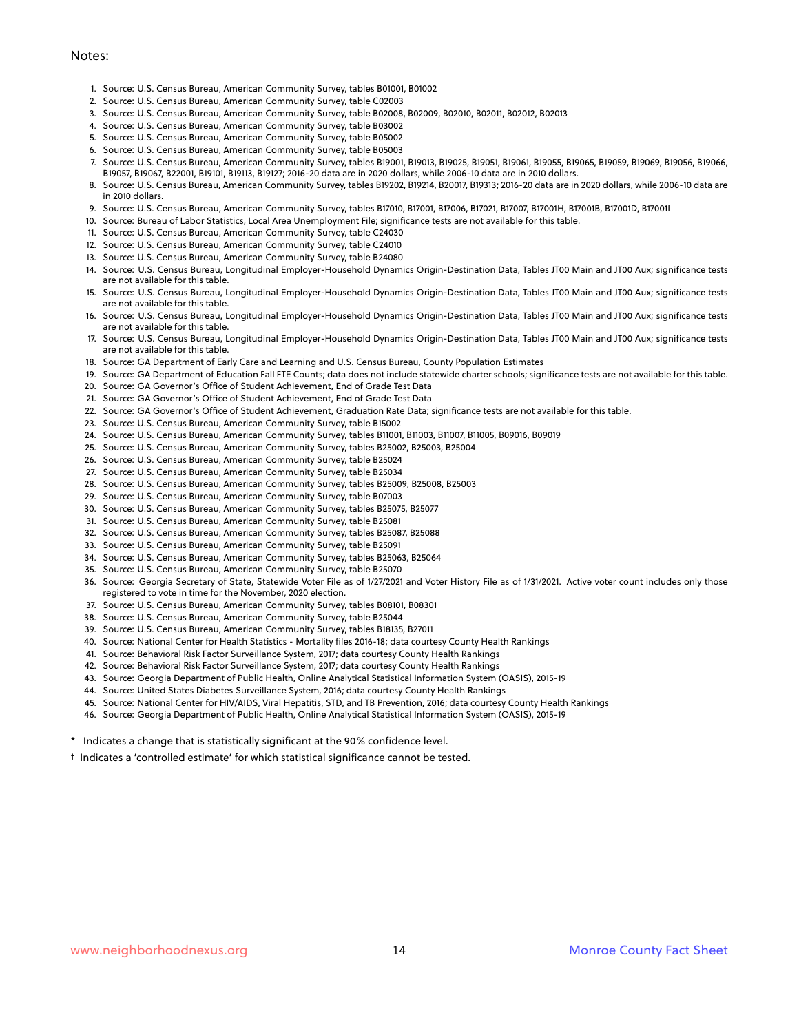Notes:

1. Source: U.S. Census Bureau, American Community Survey, tables B01001, B01002
2. Source: U.S. Census Bureau, American Community Survey, table C02003
3. Source: U.S. Census Bureau, American Community Survey, table B02008, B02009, B02010, B02011, B02012, B02013
4. Source: U.S. Census Bureau, American Community Survey, table B03002
5. Source: U.S. Census Bureau, American Community Survey, table B05002
6. Source: U.S. Census Bureau, American Community Survey, table B05003
7. Source: U.S. Census Bureau, American Community Survey, tables B19001, B19013, B19025, B19051, B19061, B19055, B19065, B19059, B19069, B19056, B19066, B19057, B19067, B22001, B19101, B19113, B19127; 2016-20 data are in 2020 dollars, while 2006-10 data are in 2010 dollars.
8. Source: U.S. Census Bureau, American Community Survey, tables B19202, B19214, B20017, B19313; 2016-20 data are in 2020 dollars, while 2006-10 data are in 2010 dollars.
9. Source: U.S. Census Bureau, American Community Survey, tables B17010, B17001, B17006, B17021, B17007, B17001H, B17001B, B17001D, B17001I
10. Source: Bureau of Labor Statistics, Local Area Unemployment File; significance tests are not available for this table.
11. Source: U.S. Census Bureau, American Community Survey, table C24030
12. Source: U.S. Census Bureau, American Community Survey, table C24010
13. Source: U.S. Census Bureau, American Community Survey, table B24080
14. Source: U.S. Census Bureau, Longitudinal Employer-Household Dynamics Origin-Destination Data, Tables JT00 Main and JT00 Aux; significance tests are not available for this table.
15. Source: U.S. Census Bureau, Longitudinal Employer-Household Dynamics Origin-Destination Data, Tables JT00 Main and JT00 Aux; significance tests are not available for this table.
16. Source: U.S. Census Bureau, Longitudinal Employer-Household Dynamics Origin-Destination Data, Tables JT00 Main and JT00 Aux; significance tests are not available for this table.
17. Source: U.S. Census Bureau, Longitudinal Employer-Household Dynamics Origin-Destination Data, Tables JT00 Main and JT00 Aux; significance tests are not available for this table.
18. Source: GA Department of Early Care and Learning and U.S. Census Bureau, County Population Estimates
19. Source: GA Department of Education Fall FTE Counts; data does not include statewide charter schools; significance tests are not available for this table.
20. Source: GA Governor's Office of Student Achievement, End of Grade Test Data
21. Source: GA Governor's Office of Student Achievement, End of Grade Test Data
22. Source: GA Governor's Office of Student Achievement, Graduation Rate Data; significance tests are not available for this table.
23. Source: U.S. Census Bureau, American Community Survey, table B15002
24. Source: U.S. Census Bureau, American Community Survey, tables B11001, B11003, B11007, B11005, B09016, B09019
25. Source: U.S. Census Bureau, American Community Survey, tables B25002, B25003, B25004
26. Source: U.S. Census Bureau, American Community Survey, table B25024
27. Source: U.S. Census Bureau, American Community Survey, table B25034
28. Source: U.S. Census Bureau, American Community Survey, tables B25009, B25008, B25003
29. Source: U.S. Census Bureau, American Community Survey, table B07003
30. Source: U.S. Census Bureau, American Community Survey, tables B25075, B25077
31. Source: U.S. Census Bureau, American Community Survey, table B25081
32. Source: U.S. Census Bureau, American Community Survey, tables B25087, B25088
33. Source: U.S. Census Bureau, American Community Survey, table B25091
34. Source: U.S. Census Bureau, American Community Survey, tables B25063, B25064
35. Source: U.S. Census Bureau, American Community Survey, table B25070
36. Source: Georgia Secretary of State, Statewide Voter File as of 1/27/2021 and Voter History File as of 1/31/2021. Active voter count includes only those registered to vote in time for the November, 2020 election.
37. Source: U.S. Census Bureau, American Community Survey, tables B08101, B08301
38. Source: U.S. Census Bureau, American Community Survey, table B25044
39. Source: U.S. Census Bureau, American Community Survey, tables B18135, B27011
40. Source: National Center for Health Statistics - Mortality files 2016-18; data courtesy County Health Rankings
41. Source: Behavioral Risk Factor Surveillance System, 2017; data courtesy County Health Rankings
42. Source: Behavioral Risk Factor Surveillance System, 2017; data courtesy County Health Rankings
43. Source: Georgia Department of Public Health, Online Analytical Statistical Information System (OASIS), 2015-19
44. Source: United States Diabetes Surveillance System, 2016; data courtesy County Health Rankings
45. Source: National Center for HIV/AIDS, Viral Hepatitis, STD, and TB Prevention, 2016; data courtesy County Health Rankings
46. Source: Georgia Department of Public Health, Online Analytical Statistical Information System (OASIS), 2015-19

\* Indicates a change that is statistically significant at the 90% confidence level.

† Indicates a 'controlled estimate' for which statistical significance cannot be tested.